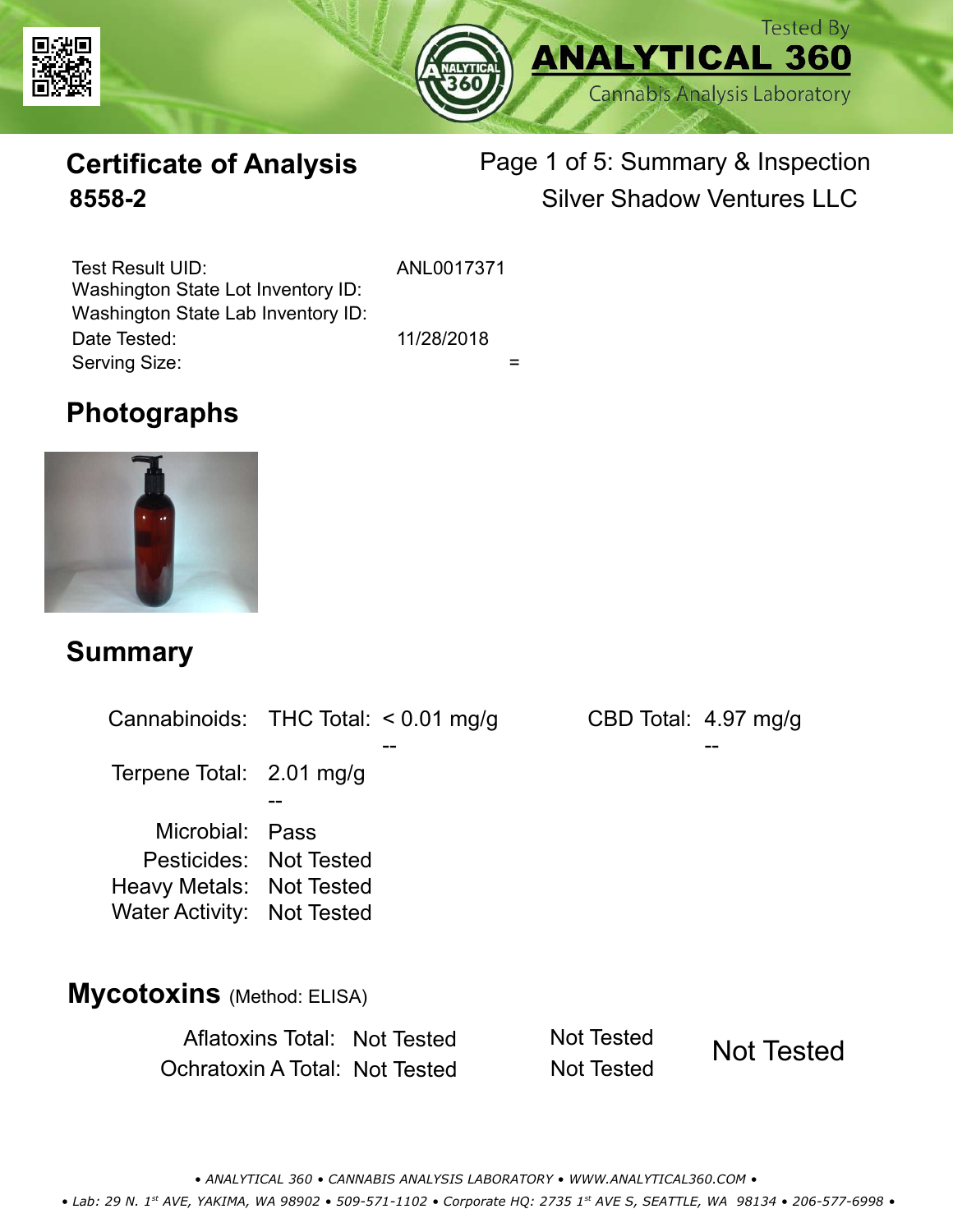Tested By
**ANALYTICAL 360**
Cannabis Analysis Laboratory

# Certificate of Analysis
**8558-2**

Page 1 of 5: Summary & Inspection
Silver Shadow Ventures LLC

| | |
|---|---|
| Test Result UID: | ANL0017371 |
| Washington State Lot Inventory ID: | |
| Washington State Lab Inventory ID: | |
| Date Tested: | 11/28/2018 |
| Serving Size: | = |

## Photographs

## Summary

| | | | | |
|---|---|---|---|---|
| Cannabinoids: | THC Total: | < 0.01 mg/g | CBD Total: | 4.97 mg/g |
| | | -- | | -- |
| Terpene Total: | 2.01 mg/g | | | |
| | -- | | | |
| Microbial: | Pass | | | |
| Pesticides: | Not Tested | | | |
| Heavy Metals: | Not Tested | | | |
| Water Activity: | Not Tested | | | |

## Mycotoxins (Method: ELISA)

| | | | |
|---|---|---|---|
| Aflatoxins Total: | Not Tested | Not Tested | Not Tested |
| Ochratoxin A Total: | Not Tested | Not Tested | |

*• ANALYTICAL 360 • CANNABIS ANALYSIS LABORATORY • WWW.ANALYTICAL360.COM •*

*• Lab: 29 N. 1st AVE, YAKIMA, WA 98902 • 509-571-1102 • Corporate HQ: 2735 1st AVE S, SEATTLE, WA 98134 • 206-577-6998 •*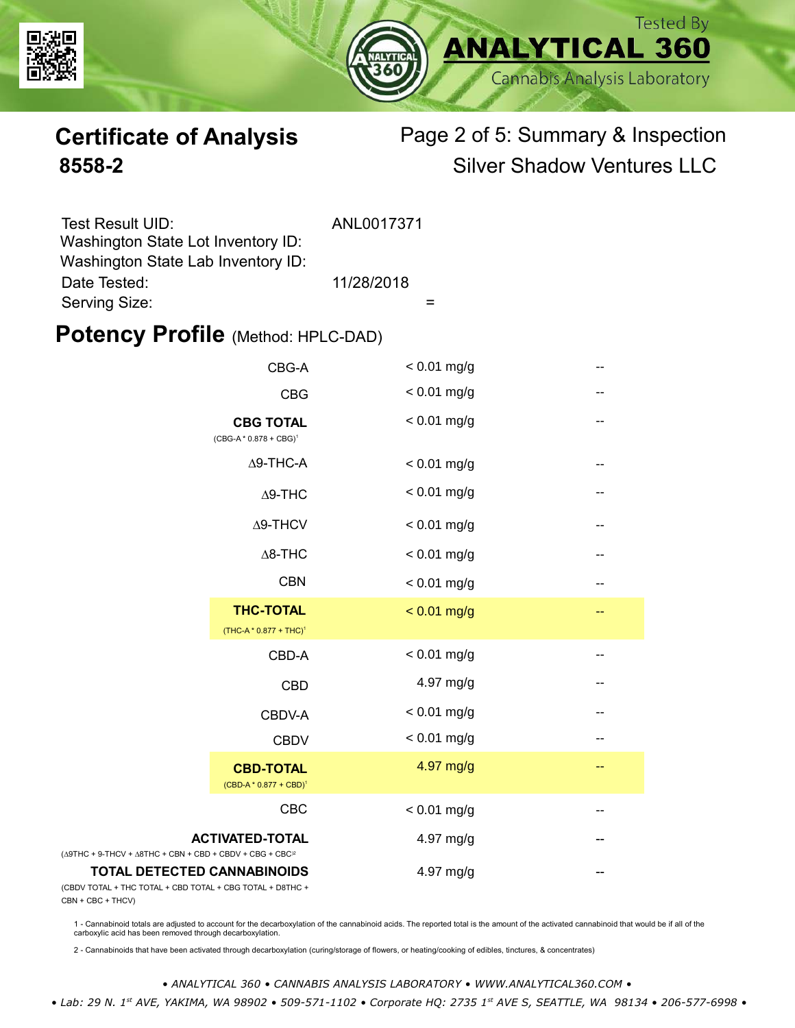# Certificate of Analysis

**8558-2**

Page 2 of 5: Summary & Inspection

Silver Shadow Ventures LLC

| | |
|---|---|
| Test Result UID: | ANL0017371 |
| Washington State Lot Inventory ID: | |
| Washington State Lab Inventory ID: | |
| Date Tested: | 11/28/2018 |
| Serving Size: | = |

## Potency Profile (Method: HPLC-DAD)

| | | |
|---|---|---|
| CBG-A | < 0.01 mg/g | -- |
| CBG | < 0.01 mg/g | -- |
| **CBG TOTAL** (CBG-A * 0.878 + CBG)[1] | < 0.01 mg/g | -- |
| Δ9-THC-A | < 0.01 mg/g | -- |
| Δ9-THC | < 0.01 mg/g | -- |
| Δ9-THCV | < 0.01 mg/g | -- |
| Δ8-THC | < 0.01 mg/g | -- |
| CBN | < 0.01 mg/g | -- |
| **THC-TOTAL** (THC-A * 0.877 + THC)[1] | < 0.01 mg/g | -- |
| CBD-A | < 0.01 mg/g | -- |
| CBD | 4.97 mg/g | -- |
| CBDV-A | < 0.01 mg/g | -- |
| CBDV | < 0.01 mg/g | -- |
| **CBD-TOTAL** (CBD-A * 0.877 + CBD)[1] | 4.97 mg/g | -- |
| CBC | < 0.01 mg/g | -- |
| **ACTIVATED-TOTAL** (Δ9THC + 9-THCV + Δ8THC + CBN + CBD + CBDV + CBG + CBC[2] | 4.97 mg/g | -- |
| **TOTAL DETECTED CANNABINOIDS** (CBDV TOTAL + THC TOTAL + CBD TOTAL + CBG TOTAL + D8THC + CBN + CBC + THCV) | 4.97 mg/g | -- |

1 - Cannabinoid totals are adjusted to account for the decarboxylation of the cannabinoid acids. The reported total is the amount of the activated cannabinoid that would be if all of the carboxylic acid has been removed through decarboxylation.

2 - Cannabinoids that have been activated through decarboxylation (curing/storage of flowers, or heating/cooking of edibles, tinctures, & concentrates)

*• ANALYTICAL 360 • CANNABIS ANALYSIS LABORATORY • WWW.ANALYTICAL360.COM •*

*• Lab: 29 N. 1st AVE, YAKIMA, WA 98902 • 509-571-1102 • Corporate HQ: 2735 1st AVE S, SEATTLE, WA 98134 • 206-577-6998 •*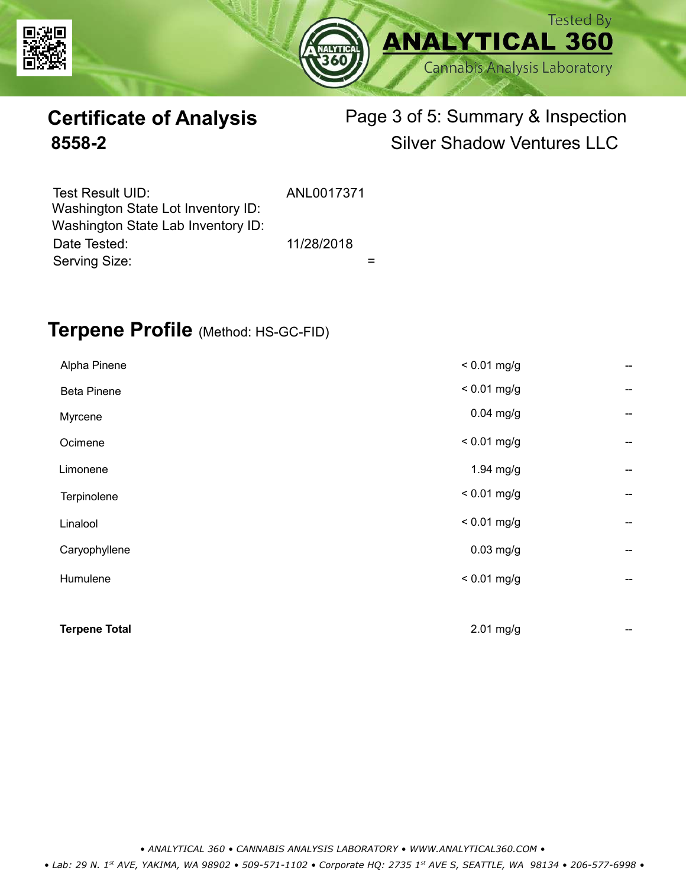# Certificate of Analysis
## 8558-2

Page 3 of 5: Summary & Inspection
Silver Shadow Ventures LLC

| | |
|---|---|
| Test Result UID: | ANL0017371 |
| Washington State Lot Inventory ID: | |
| Washington State Lab Inventory ID: | |
| Date Tested: | 11/28/2018 |
| Serving Size: | = |

## Terpene Profile (Method: HS-GC-FID)

| | | |
|---|---|---|
| Alpha Pinene | < 0.01 mg/g | -- |
| Beta Pinene | < 0.01 mg/g | -- |
| Myrcene | 0.04 mg/g | -- |
| Ocimene | < 0.01 mg/g | -- |
| Limonene | 1.94 mg/g | -- |
| Terpinolene | < 0.01 mg/g | -- |
| Linalool | < 0.01 mg/g | -- |
| Caryophyllene | 0.03 mg/g | -- |
| Humulene | < 0.01 mg/g | -- |
| **Terpene Total** | 2.01 mg/g | -- |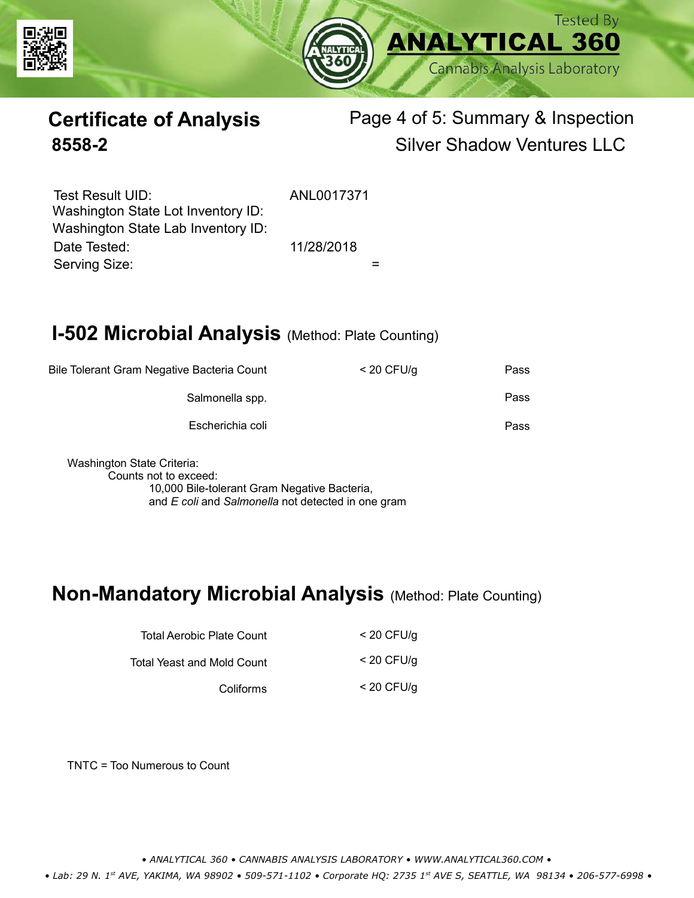Tested By
**ANALYTICAL 360**
Cannabis Analysis Laboratory

## Certificate of Analysis
**8558-2**

Page 4 of 5: Summary & Inspection
Silver Shadow Ventures LLC

| | |
|---|---|
| Test Result UID: | ANL0017371 |
| Washington State Lot Inventory ID: | |
| Washington State Lab Inventory ID: | |
| Date Tested: | 11/28/2018 |
| Serving Size: | = |

## I-502 Microbial Analysis (Method: Plate Counting)

| | | |
|---|---|---|
| Bile Tolerant Gram Negative Bacteria Count | < 20 CFU/g | Pass |
| Salmonella spp. | | Pass |
| Escherichia coli | | Pass |

Washington State Criteria:
Counts not to exceed:
10,000 Bile-tolerant Gram Negative Bacteria,
and *E coli* and *Salmonella* not detected in one gram

## Non-Mandatory Microbial Analysis (Method: Plate Counting)

| | |
|---|---|
| Total Aerobic Plate Count | < 20 CFU/g |
| Total Yeast and Mold Count | < 20 CFU/g |
| Coliforms | < 20 CFU/g |

TNTC = Too Numerous to Count

• *ANALYTICAL 360 • CANNABIS ANALYSIS LABORATORY • WWW.ANALYTICAL360.COM* •

• *Lab: 29 N. 1st AVE, YAKIMA, WA 98902 • 509-571-1102 • Corporate HQ: 2735 1st AVE S, SEATTLE, WA 98134 • 206-577-6998* •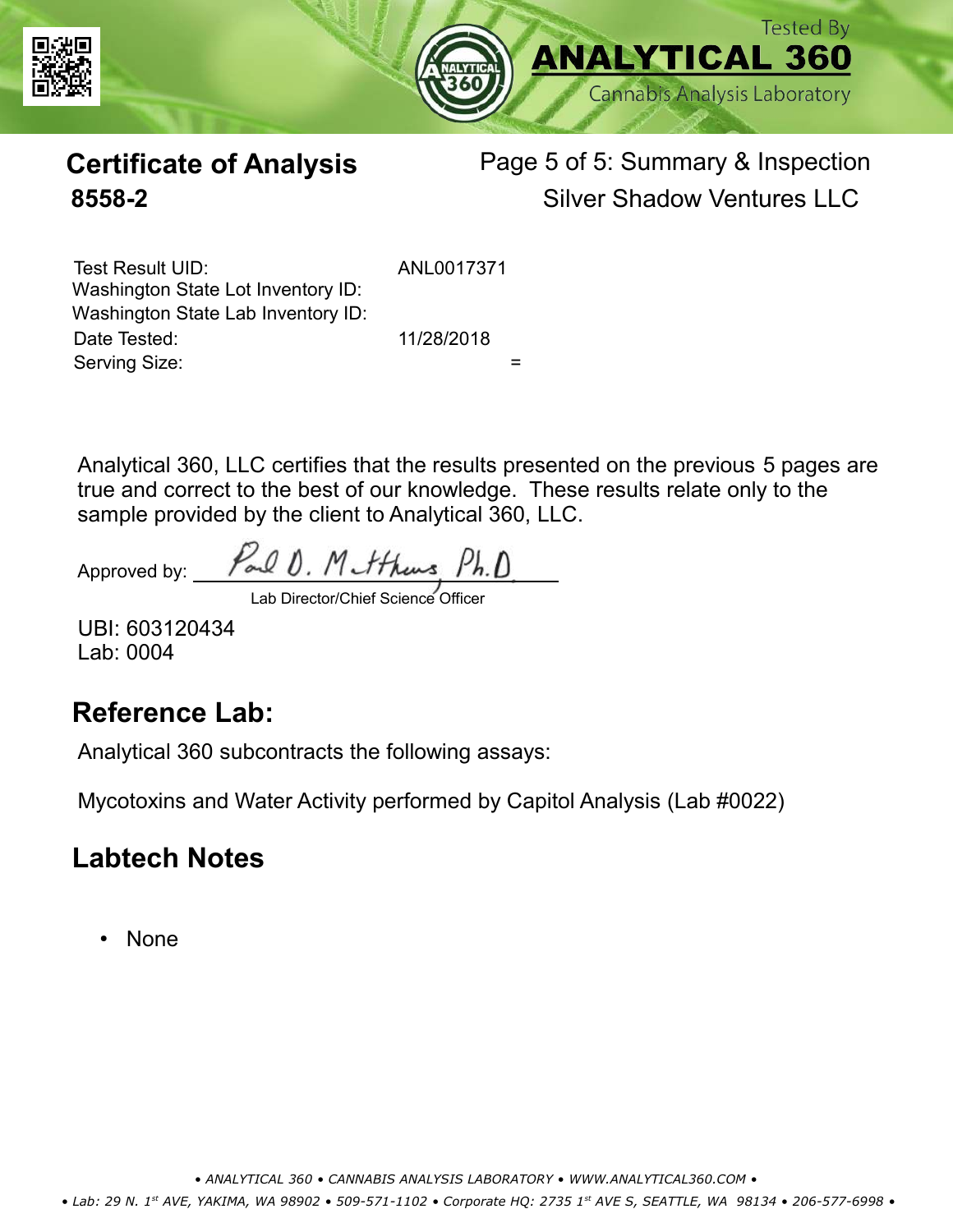# Certificate of Analysis
**8558-2**

Page 5 of 5: Summary & Inspection
Silver Shadow Ventures LLC

| | |
|---|---|
| Test Result UID: | ANL0017371 |
| Washington State Lot Inventory ID: | |
| Washington State Lab Inventory ID: | |
| Date Tested: | 11/28/2018 |
| Serving Size: | = |

Analytical 360, LLC certifies that the results presented on the previous 5 pages are true and correct to the best of our knowledge. These results relate only to the sample provided by the client to Analytical 360, LLC.

Approved by: Paul D. Matthews, Ph.D
Lab Director/Chief Science Officer

UBI: 603120434
Lab: 0004

## Reference Lab:

Analytical 360 subcontracts the following assays:

Mycotoxins and Water Activity performed by Capitol Analysis (Lab #0022)

## Labtech Notes

- None